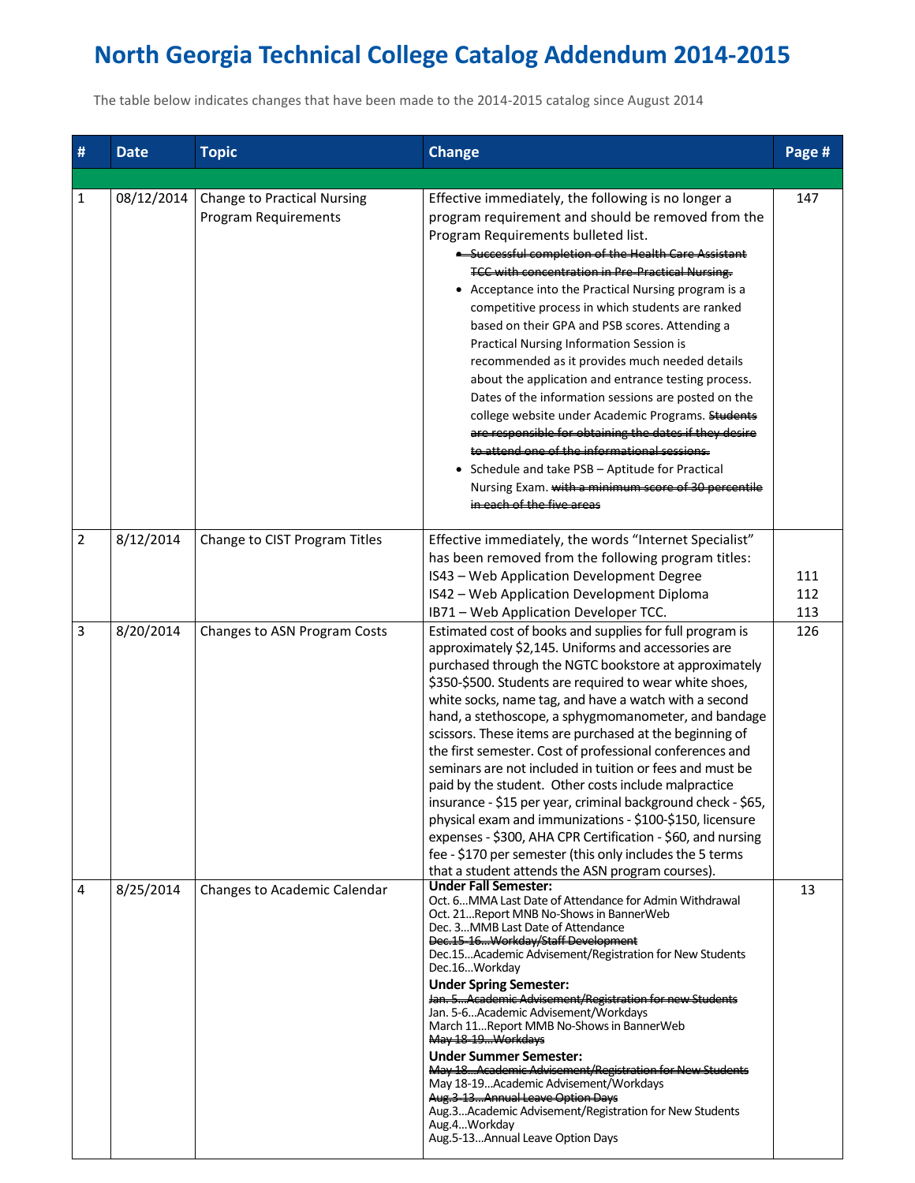# North Georgia Technical College Catalog Addendum 2014-2015

The table below indicates changes that have been made to the 2014-2015 catalog since August 2014

| # | Date | Topic | Change | Page # |
|---|---|---|---|---|
| | | | | |
| 1 | 08/12/2014 | Change to Practical Nursing Program Requirements | Effective immediately, the following is no longer a program requirement and should be removed from the Program Requirements bulleted list.<br>• ~~Successful completion of the Health Care Assistant TCC with concentration in Pre-Practical Nursing.~~<br>• Acceptance into the Practical Nursing program is a competitive process in which students are ranked based on their GPA and PSB scores. Attending a Practical Nursing Information Session is recommended as it provides much needed details about the application and entrance testing process. Dates of the information sessions are posted on the college website under Academic Programs. ~~Students are responsible for obtaining the dates if they desire to attend one of the informational sessions.~~<br>• Schedule and take PSB – Aptitude for Practical Nursing Exam. ~~with a minimum score of 30 percentile in each of the five areas~~ | 147 |
| 2 | 8/12/2014 | Change to CIST Program Titles | Effective immediately, the words "Internet Specialist" has been removed from the following program titles:<br>IS43 – Web Application Development Degree<br>IS42 – Web Application Development Diploma<br>IB71 – Web Application Developer TCC. | <br><br>111<br>112<br>113 |
| 3 | 8/20/2014 | Changes to ASN Program Costs | Estimated cost of books and supplies for full program is approximately $2,145. Uniforms and accessories are purchased through the NGTC bookstore at approximately $350-$500. Students are required to wear white shoes, white socks, name tag, and have a watch with a second hand, a stethoscope, a sphygmomanometer, and bandage scissors. These items are purchased at the beginning of the first semester. Cost of professional conferences and seminars are not included in tuition or fees and must be paid by the student. Other costs include malpractice insurance - $15 per year, criminal background check - $65, physical exam and immunizations - $100-$150, licensure expenses - $300, AHA CPR Certification - $60, and nursing fee - $170 per semester (this only includes the 5 terms that a student attends the ASN program courses). | 126 |
| 4 | 8/25/2014 | Changes to Academic Calendar | **Under Fall Semester:**<br>Oct. 6…MMA Last Date of Attendance for Admin Withdrawal<br>Oct. 21…Report MNB No-Shows in BannerWeb<br>Dec. 3…MMB Last Date of Attendance<br>~~Dec.15-16…Workday/Staff Development~~<br>Dec.15…Academic Advisement/Registration for New Students<br>Dec.16…Workday<br>**Under Spring Semester:**<br>~~Jan. 5…Academic Advisement/Registration for new Students~~<br>Jan. 5-6…Academic Advisement/Workdays<br>March 11…Report MMB No-Shows in BannerWeb<br>~~May 18-19…Workdays~~<br>**Under Summer Semester:**<br>~~May 18…Academic Advisement/Registration for New Students~~<br>May 18-19…Academic Advisement/Workdays<br>~~Aug.3-13…Annual Leave Option Days~~<br>Aug.3…Academic Advisement/Registration for New Students<br>Aug.4…Workday<br>Aug.5-13…Annual Leave Option Days | 13 |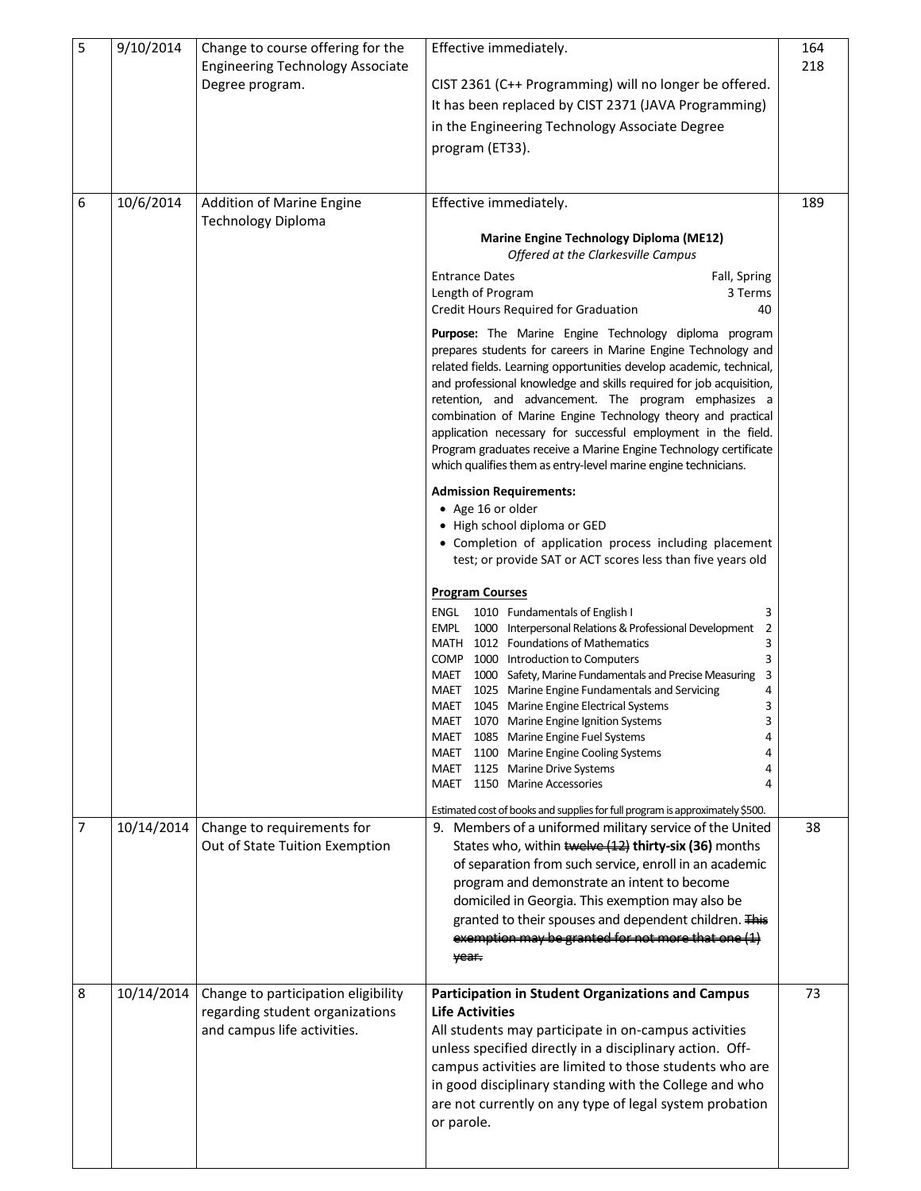| | | | | |
|---|---|---|---|---|
| 5 | 9/10/2014 | Change to course offering for the Engineering Technology Associate Degree program. | Effective immediately.<br><br>CIST 2361 (C++ Programming) will no longer be offered. It has been replaced by CIST 2371 (JAVA Programming) in the Engineering Technology Associate Degree program (ET33). | 164<br>218 |
| 6 | 10/6/2014 | Addition of Marine Engine Technology Diploma | Effective immediately.<br><br>**Marine Engine Technology Diploma (ME12)**<br>*Offered at the Clarkesville Campus*<br><br>Entrance Dates: Fall, Spring<br>Length of Program: 3 Terms<br>Credit Hours Required for Graduation: 40<br><br>**Purpose:** The Marine Engine Technology diploma program prepares students for careers in Marine Engine Technology and related fields. Learning opportunities develop academic, technical, and professional knowledge and skills required for job acquisition, retention, and advancement. The program emphasizes a combination of Marine Engine Technology theory and practical application necessary for successful employment in the field. Program graduates receive a Marine Engine Technology certificate which qualifies them as entry-level marine engine technicians.<br><br>**Admission Requirements:**<br>• Age 16 or older<br>• High school diploma or GED<br>• Completion of application process including placement test; or provide SAT or ACT scores less than five years old<br><br>**Program Courses**<br>ENGL 1010 Fundamentals of English I 3<br>EMPL 1000 Interpersonal Relations & Professional Development 2<br>MATH 1012 Foundations of Mathematics 3<br>COMP 1000 Introduction to Computers 3<br>MAET 1000 Safety, Marine Fundamentals and Precise Measuring 3<br>MAET 1025 Marine Engine Fundamentals and Servicing 4<br>MAET 1045 Marine Engine Electrical Systems 3<br>MAET 1070 Marine Engine Ignition Systems 3<br>MAET 1085 Marine Engine Fuel Systems 4<br>MAET 1100 Marine Engine Cooling Systems 4<br>MAET 1125 Marine Drive Systems 4<br>MAET 1150 Marine Accessories 4<br><br>Estimated cost of books and supplies for full program is approximately $500. | 189 |
| 7 | 10/14/2014 | Change to requirements for Out of State Tuition Exemption | 9. Members of a uniformed military service of the United States who, within ~~twelve (12)~~ **thirty-six (36)** months of separation from such service, enroll in an academic program and demonstrate an intent to become domiciled in Georgia. This exemption may also be granted to their spouses and dependent children. ~~This exemption may be granted for not more that one (1) year.~~ | 38 |
| 8 | 10/14/2014 | Change to participation eligibility regarding student organizations and campus life activities. | **Participation in Student Organizations and Campus Life Activities**<br>All students may participate in on-campus activities unless specified directly in a disciplinary action. Off-campus activities are limited to those students who are in good disciplinary standing with the College and who are not currently on any type of legal system probation or parole. | 73 |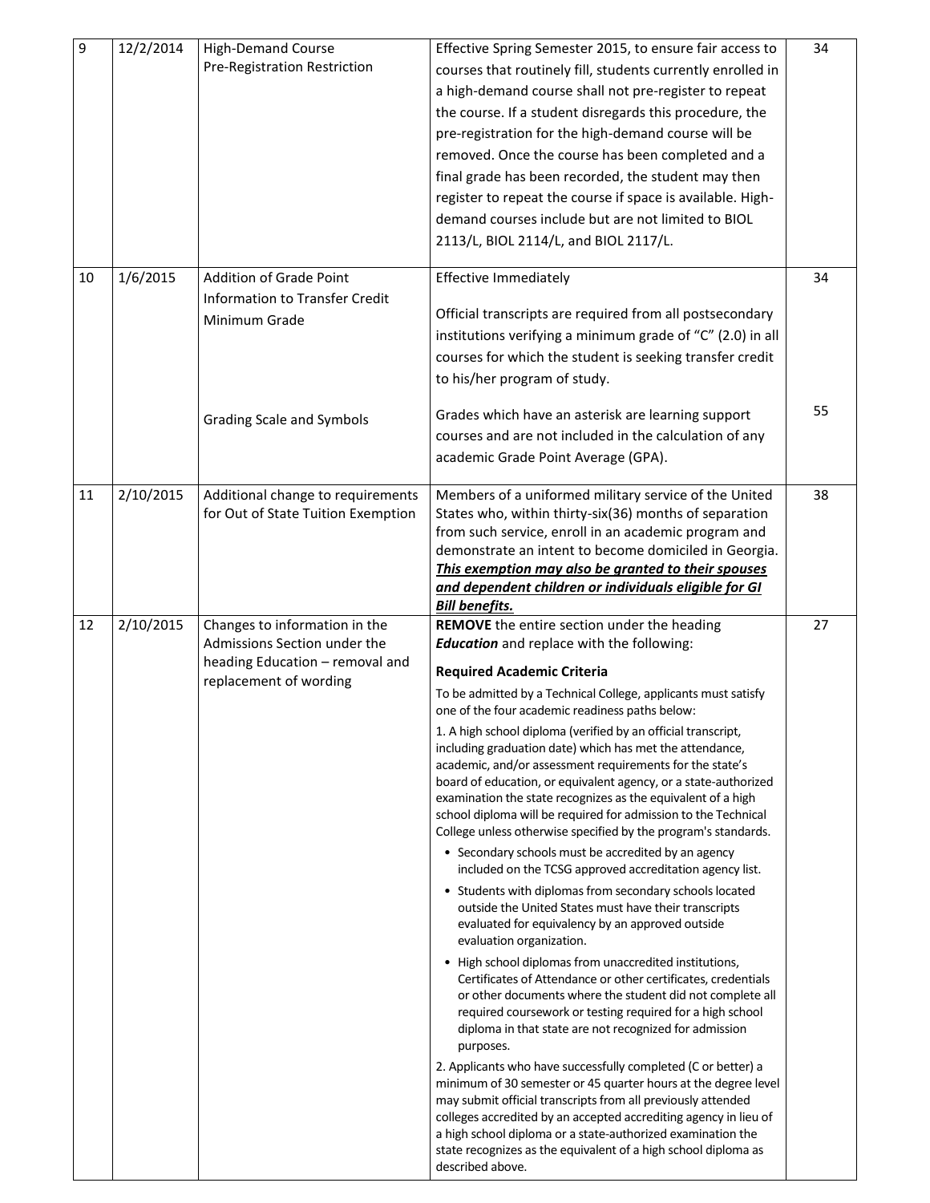| 9 | 12/2/2014 | High-Demand Course Pre-Registration Restriction | Effective Spring Semester 2015, to ensure fair access to courses that routinely fill, students currently enrolled in a high-demand course shall not pre-register to repeat the course. If a student disregards this procedure, the pre-registration for the high-demand course will be removed. Once the course has been completed and a final grade has been recorded, the student may then register to repeat the course if space is available. High-demand courses include but are not limited to BIOL 2113/L, BIOL 2114/L, and BIOL 2117/L. | 34 |
|---|---|---|---|---|
| 10 | 1/6/2015 | Addition of Grade Point Information to Transfer Credit Minimum Grade | Effective Immediately<br><br>Official transcripts are required from all postsecondary institutions verifying a minimum grade of "C" (2.0) in all courses for which the student is seeking transfer credit to his/her program of study. | 34 |
| | | Grading Scale and Symbols | Grades which have an asterisk are learning support courses and are not included in the calculation of any academic Grade Point Average (GPA). | 55 |
| 11 | 2/10/2015 | Additional change to requirements for Out of State Tuition Exemption | Members of a uniformed military service of the United States who, within thirty-six(36) months of separation from such service, enroll in an academic program and demonstrate an intent to become domiciled in Georgia. ***<u>This exemption may also be granted to their spouses and dependent children or individuals eligible for GI Bill benefits.</u>*** | 38 |
| 12 | 2/10/2015 | Changes to information in the Admissions Section under the heading Education – removal and replacement of wording | **REMOVE** the entire section under the heading ***Education*** and replace with the following:<br><br>**Required Academic Criteria**<br><br>To be admitted by a Technical College, applicants must satisfy one of the four academic readiness paths below:<br><br>1. A high school diploma (verified by an official transcript, including graduation date) which has met the attendance, academic, and/or assessment requirements for the state's board of education, or equivalent agency, or a state-authorized examination the state recognizes as the equivalent of a high school diploma will be required for admission to the Technical College unless otherwise specified by the program's standards.<br><br>• Secondary schools must be accredited by an agency included on the TCSG approved accreditation agency list.<br>• Students with diplomas from secondary schools located outside the United States must have their transcripts evaluated for equivalency by an approved outside evaluation organization.<br>• High school diplomas from unaccredited institutions, Certificates of Attendance or other certificates, credentials or other documents where the student did not complete all required coursework or testing required for a high school diploma in that state are not recognized for admission purposes.<br><br>2. Applicants who have successfully completed (C or better) a minimum of 30 semester or 45 quarter hours at the degree level may submit official transcripts from all previously attended colleges accredited by an accepted accrediting agency in lieu of a high school diploma or a state-authorized examination the state recognizes as the equivalent of a high school diploma as described above. | 27 |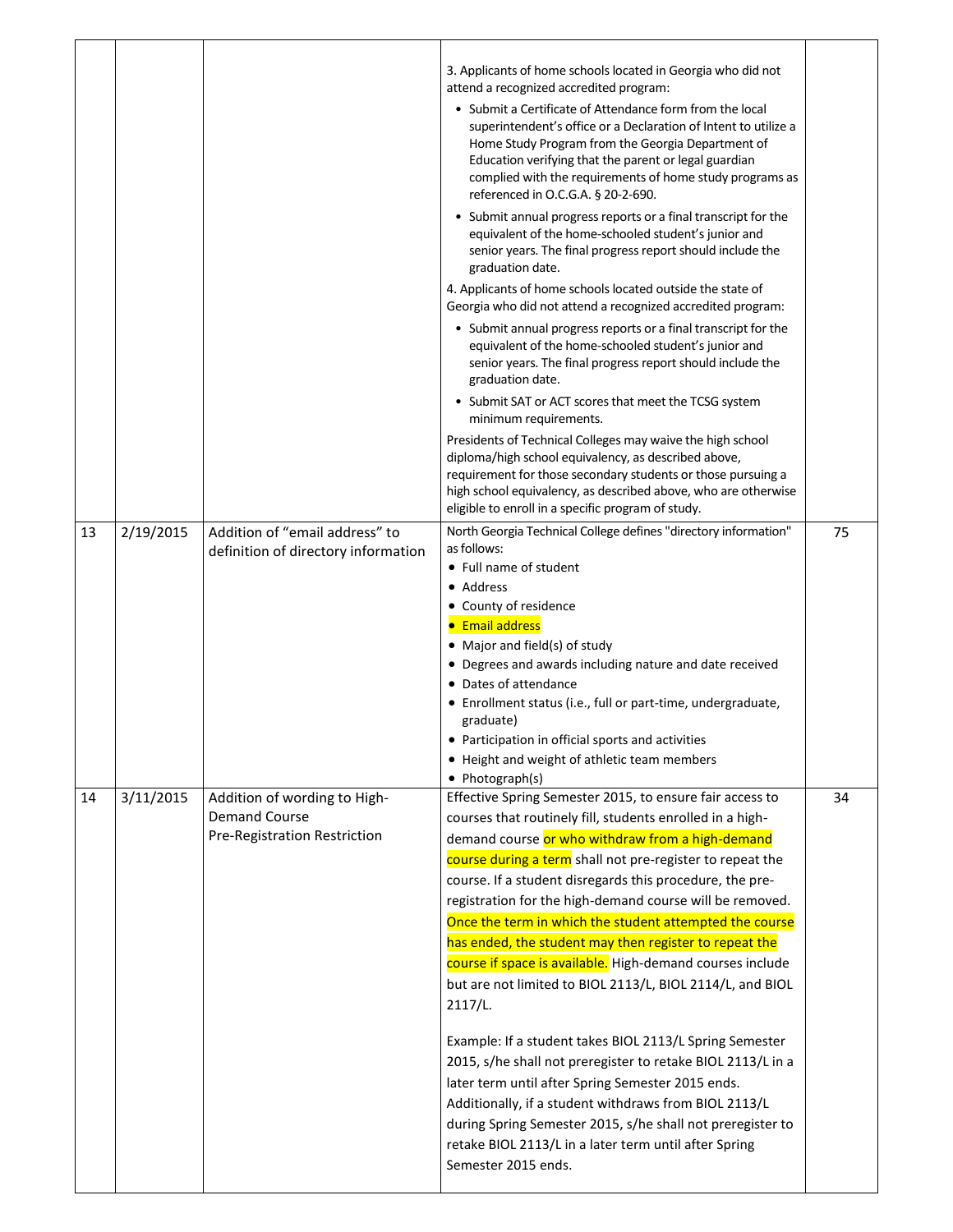| | | | | |
|---|---|---|---|---|
| | | | 3. Applicants of home schools located in Georgia who did not attend a recognized accredited program:<br>• Submit a Certificate of Attendance form from the local superintendent's office or a Declaration of Intent to utilize a Home Study Program from the Georgia Department of Education verifying that the parent or legal guardian complied with the requirements of home study programs as referenced in O.C.G.A. § 20-2-690.<br>• Submit annual progress reports or a final transcript for the equivalent of the home-schooled student's junior and senior years. The final progress report should include the graduation date.<br>4. Applicants of home schools located outside the state of Georgia who did not attend a recognized accredited program:<br>• Submit annual progress reports or a final transcript for the equivalent of the home-schooled student's junior and senior years. The final progress report should include the graduation date.<br>• Submit SAT or ACT scores that meet the TCSG system minimum requirements.<br>Presidents of Technical Colleges may waive the high school diploma/high school equivalency, as described above, requirement for those secondary students or those pursuing a high school equivalency, as described above, who are otherwise eligible to enroll in a specific program of study. | |
| 13 | 2/19/2015 | Addition of "email address" to definition of directory information | North Georgia Technical College defines "directory information" as follows:<br>• Full name of student<br>• Address<br>• County of residence<br>• Email address<br>• Major and field(s) of study<br>• Degrees and awards including nature and date received<br>• Dates of attendance<br>• Enrollment status (i.e., full or part-time, undergraduate, graduate)<br>• Participation in official sports and activities<br>• Height and weight of athletic team members<br>• Photograph(s) | 75 |
| 14 | 3/11/2015 | Addition of wording to High-Demand Course Pre-Registration Restriction | Effective Spring Semester 2015, to ensure fair access to courses that routinely fill, students enrolled in a high-demand course or who withdraw from a high-demand course during a term shall not pre-register to repeat the course. If a student disregards this procedure, the pre-registration for the high-demand course will be removed. Once the term in which the student attempted the course has ended, the student may then register to repeat the course if space is available. High-demand courses include but are not limited to BIOL 2113/L, BIOL 2114/L, and BIOL 2117/L.<br><br>Example: If a student takes BIOL 2113/L Spring Semester 2015, s/he shall not preregister to retake BIOL 2113/L in a later term until after Spring Semester 2015 ends. Additionally, if a student withdraws from BIOL 2113/L during Spring Semester 2015, s/he shall not preregister to retake BIOL 2113/L in a later term until after Spring Semester 2015 ends. | 34 |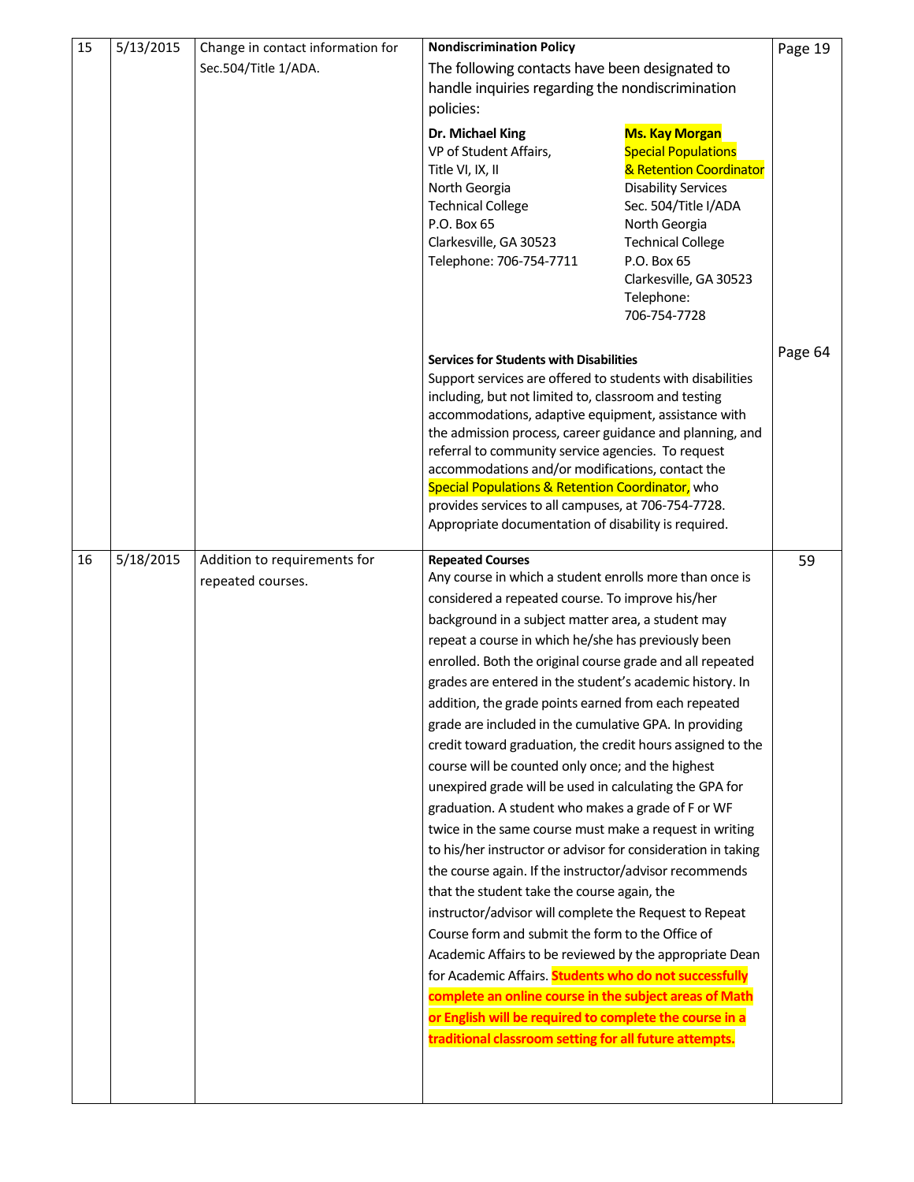| | | | | |
|---|---|---|---|---|
| 15 | 5/13/2015 | Change in contact information for Sec.504/Title 1/ADA. | **Nondiscrimination Policy**<br>The following contacts have been designated to handle inquiries regarding the nondiscrimination policies:<br><br>**Dr. Michael King**<br>VP of Student Affairs,<br>Title VI, IX, II<br>North Georgia Technical College<br>P.O. Box 65<br>Clarkesville, GA 30523<br>Telephone: 706-754-7711<br><br>**Ms. Kay Morgan**<br>Special Populations & Retention Coordinator<br>Disability Services<br>Sec. 504/Title I/ADA<br>North Georgia Technical College<br>P.O. Box 65<br>Clarkesville, GA 30523<br>Telephone: 706-754-7728<br><br>**Services for Students with Disabilities**<br>Support services are offered to students with disabilities including, but not limited to, classroom and testing accommodations, adaptive equipment, assistance with the admission process, career guidance and planning, and referral to community service agencies. To request accommodations and/or modifications, contact the Special Populations & Retention Coordinator, who provides services to all campuses, at 706-754-7728. Appropriate documentation of disability is required. | Page 19<br><br>Page 64 |
| 16 | 5/18/2015 | Addition to requirements for repeated courses. | **Repeated Courses**<br>Any course in which a student enrolls more than once is considered a repeated course. To improve his/her background in a subject matter area, a student may repeat a course in which he/she has previously been enrolled. Both the original course grade and all repeated grades are entered in the student's academic history. In addition, the grade points earned from each repeated grade are included in the cumulative GPA. In providing credit toward graduation, the credit hours assigned to the course will be counted only once; and the highest unexpired grade will be used in calculating the GPA for graduation. A student who makes a grade of F or WF twice in the same course must make a request in writing to his/her instructor or advisor for consideration in taking the course again. If the instructor/advisor recommends that the student take the course again, the instructor/advisor will complete the Request to Repeat Course form and submit the form to the Office of Academic Affairs to be reviewed by the appropriate Dean for Academic Affairs. **Students who do not successfully complete an online course in the subject areas of Math or English will be required to complete the course in a traditional classroom setting for all future attempts.** | 59 |